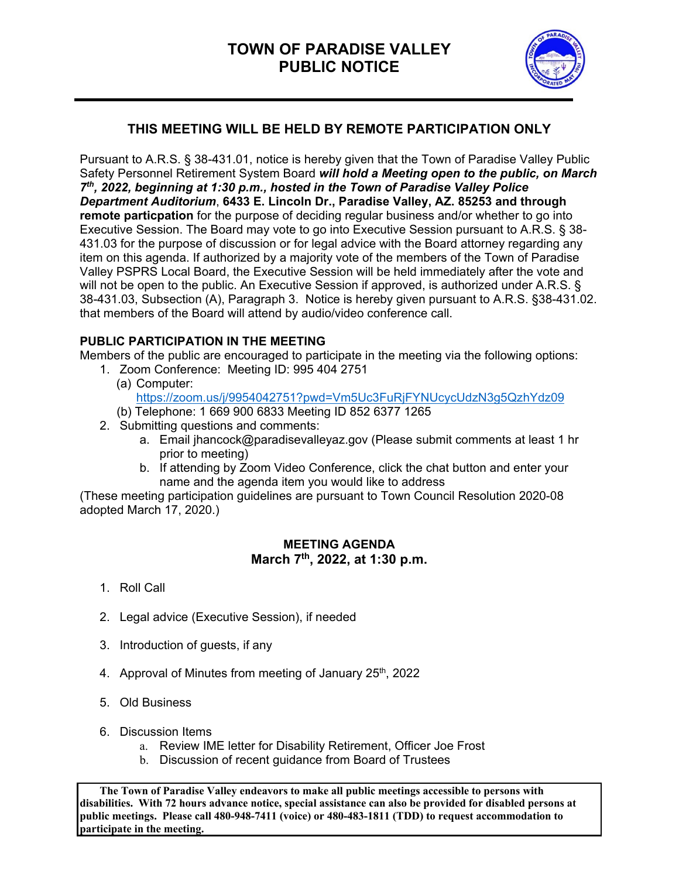# TOWN OF PARADISE VALLEY
# PUBLIC NOTICE

## THIS MEETING WILL BE HELD BY REMOTE PARTICIPATION ONLY

Pursuant to A.R.S. § 38-431.01, notice is hereby given that the Town of Paradise Valley Public Safety Personnel Retirement System Board ***will hold a Meeting open to the public, on March 7th, 2022, beginning at 1:30 p.m., hosted in the Town of Paradise Valley Police Department Auditorium***, **6433 E. Lincoln Dr., Paradise Valley, AZ. 85253 and through remote particpation** for the purpose of deciding regular business and/or whether to go into Executive Session. The Board may vote to go into Executive Session pursuant to A.R.S. § 38-431.03 for the purpose of discussion or for legal advice with the Board attorney regarding any item on this agenda. If authorized by a majority vote of the members of the Town of Paradise Valley PSPRS Local Board, the Executive Session will be held immediately after the vote and will not be open to the public. An Executive Session if approved, is authorized under A.R.S. § 38-431.03, Subsection (A), Paragraph 3. Notice is hereby given pursuant to A.R.S. §38-431.02. that members of the Board will attend by audio/video conference call.

**PUBLIC PARTICIPATION IN THE MEETING**

Members of the public are encouraged to participate in the meeting via the following options:

1. Zoom Conference: Meeting ID: 995 404 2751
   (a) Computer: https://zoom.us/j/9954042751?pwd=Vm5Uc3FuRjFYNUcycUdzN3g5QzhYdz09
   (b) Telephone: 1 669 900 6833 Meeting ID 852 6377 1265
2. Submitting questions and comments:
   a. Email jhancock@paradisevalleyaz.gov (Please submit comments at least 1 hr prior to meeting)
   b. If attending by Zoom Video Conference, click the chat button and enter your name and the agenda item you would like to address

(These meeting participation guidelines are pursuant to Town Council Resolution 2020-08 adopted March 17, 2020.)

**MEETING AGENDA**
**March 7th, 2022, at 1:30 p.m.**

1. Roll Call
2. Legal advice (Executive Session), if needed
3. Introduction of guests, if any
4. Approval of Minutes from meeting of January 25th, 2022
5. Old Business
6. Discussion Items
   a. Review IME letter for Disability Retirement, Officer Joe Frost
   b. Discussion of recent guidance from Board of Trustees

**The Town of Paradise Valley endeavors to make all public meetings accessible to persons with disabilities. With 72 hours advance notice, special assistance can also be provided for disabled persons at public meetings. Please call 480-948-7411 (voice) or 480-483-1811 (TDD) to request accommodation to participate in the meeting.**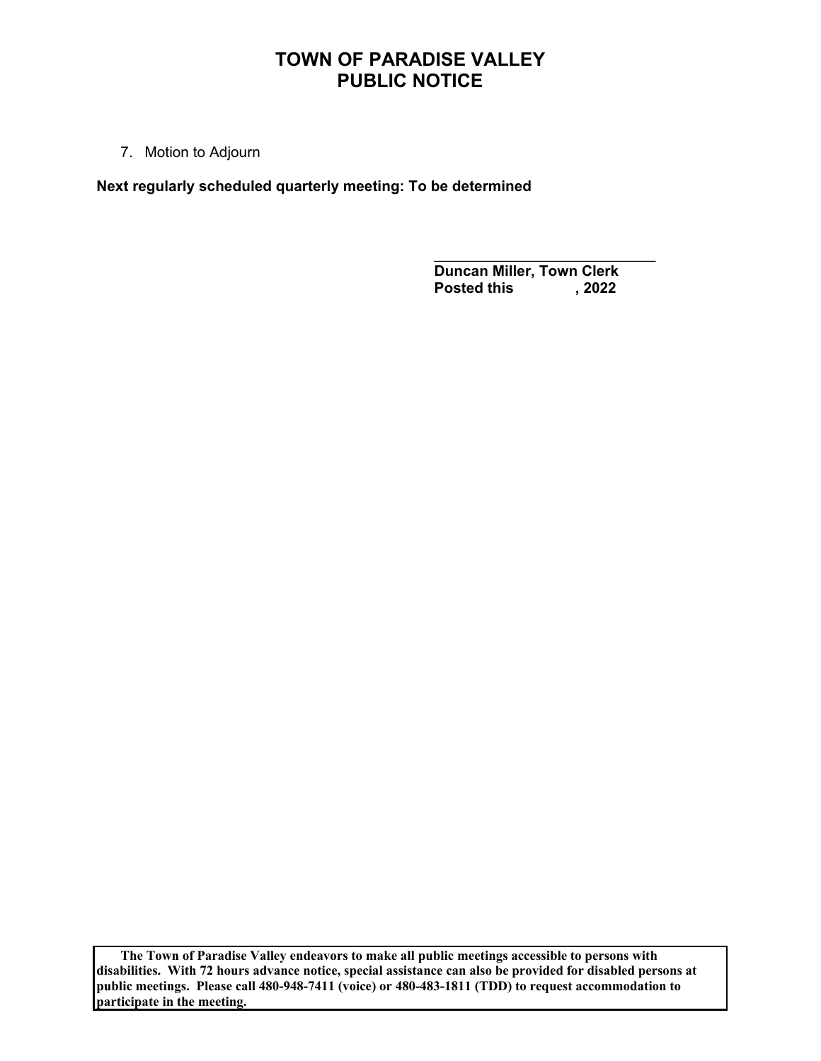# TOWN OF PARADISE VALLEY
# PUBLIC NOTICE

7. Motion to Adjourn

**Next regularly scheduled quarterly meeting: To be determined**

\_\_\_\_\_\_\_\_\_\_\_\_\_\_\_\_\_\_\_\_\_\_\_\_\_\_\_\_\_\_

**Duncan Miller, Town Clerk**
**Posted this , 2022**

**The Town of Paradise Valley endeavors to make all public meetings accessible to persons with disabilities. With 72 hours advance notice, special assistance can also be provided for disabled persons at public meetings. Please call 480-948-7411 (voice) or 480-483-1811 (TDD) to request accommodation to participate in the meeting.**